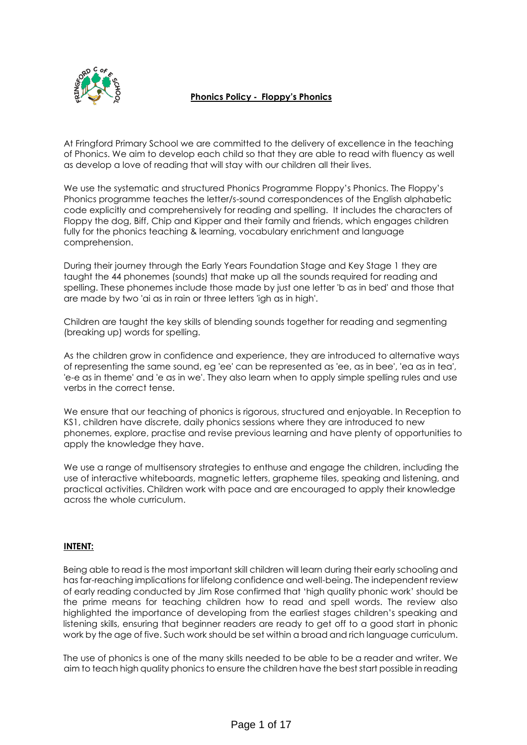**Phonics Policy - Floppy's Phonics**

At Fringford Primary School we are committed to the delivery of excellence in the teaching of Phonics. We aim to develop each child so that they are able to read with fluency as well as develop a love of reading that will stay with our children all their lives.

We use the systematic and structured Phonics Programme Floppy's Phonics. The Floppy's Phonics programme teaches the letter/s-sound correspondences of the English alphabetic code explicitly and comprehensively for reading and spelling. It includes the characters of Floppy the dog, Biff, Chip and Kipper and their family and friends, which engages children fully for the phonics teaching & learning, vocabulary enrichment and language comprehension.

During their journey through the Early Years Foundation Stage and Key Stage 1 they are taught the 44 phonemes (sounds) that make up all the sounds required for reading and spelling. These phonemes include those made by just one letter 'b as in bed' and those that are made by two 'ai as in rain or three letters 'igh as in high'.

Children are taught the key skills of blending sounds together for reading and segmenting (breaking up) words for spelling.

As the children grow in confidence and experience, they are introduced to alternative ways of representing the same sound, eg 'ee' can be represented as 'ee, as in bee', 'ea as in tea', 'e-e as in theme' and 'e as in we'. They also learn when to apply simple spelling rules and use verbs in the correct tense.

We ensure that our teaching of phonics is rigorous, structured and enjoyable. In Reception to KS1, children have discrete, daily phonics sessions where they are introduced to new phonemes, explore, practise and revise previous learning and have plenty of opportunities to apply the knowledge they have.

We use a range of multisensory strategies to enthuse and engage the children, including the use of interactive whiteboards, magnetic letters, grapheme tiles, speaking and listening, and practical activities. Children work with pace and are encouraged to apply their knowledge across the whole curriculum.

**INTENT:**

Being able to read is the most important skill children will learn during their early schooling and has far-reaching implications for lifelong confidence and well-being. The independent review of early reading conducted by Jim Rose confirmed that 'high quality phonic work' should be the prime means for teaching children how to read and spell words. The review also highlighted the importance of developing from the earliest stages children's speaking and listening skills, ensuring that beginner readers are ready to get off to a good start in phonic work by the age of five. Such work should be set within a broad and rich language curriculum.

The use of phonics is one of the many skills needed to be able to be a reader and writer. We aim to teach high quality phonics to ensure the children have the best start possible in reading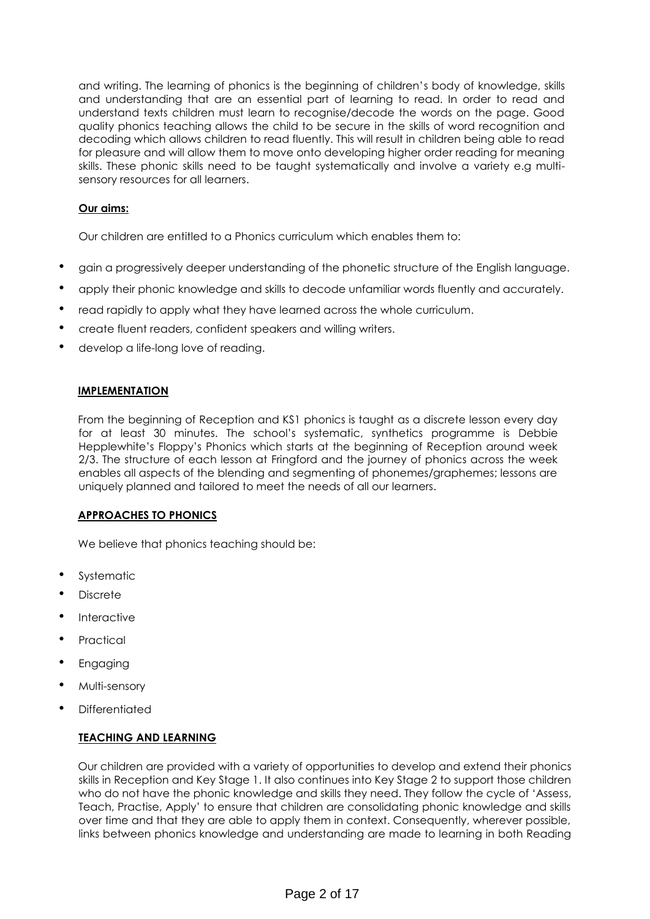and writing. The learning of phonics is the beginning of children's body of knowledge, skills and understanding that are an essential part of learning to read. In order to read and understand texts children must learn to recognise/decode the words on the page. Good quality phonics teaching allows the child to be secure in the skills of word recognition and decoding which allows children to read fluently. This will result in children being able to read for pleasure and will allow them to move onto developing higher order reading for meaning skills. These phonic skills need to be taught systematically and involve a variety e.g multi-sensory resources for all learners.

**Our aims:**

Our children are entitled to a Phonics curriculum which enables them to:

- gain a progressively deeper understanding of the phonetic structure of the English language.
- apply their phonic knowledge and skills to decode unfamiliar words fluently and accurately.
- read rapidly to apply what they have learned across the whole curriculum.
- create fluent readers, confident speakers and willing writers.
- develop a life-long love of reading.

**IMPLEMENTATION**

From the beginning of Reception and KS1 phonics is taught as a discrete lesson every day for at least 30 minutes. The school's systematic, synthetics programme is Debbie Hepplewhite's Floppy's Phonics which starts at the beginning of Reception around week 2/3. The structure of each lesson at Fringford and the journey of phonics across the week enables all aspects of the blending and segmenting of phonemes/graphemes; lessons are uniquely planned and tailored to meet the needs of all our learners.

**APPROACHES TO PHONICS**

We believe that phonics teaching should be:

- Systematic
- Discrete
- Interactive
- Practical
- Engaging
- Multi-sensory
- Differentiated

**TEACHING AND LEARNING**

Our children are provided with a variety of opportunities to develop and extend their phonics skills in Reception and Key Stage 1. It also continues into Key Stage 2 to support those children who do not have the phonic knowledge and skills they need. They follow the cycle of 'Assess, Teach, Practise, Apply' to ensure that children are consolidating phonic knowledge and skills over time and that they are able to apply them in context. Consequently, wherever possible, links between phonics knowledge and understanding are made to learning in both Reading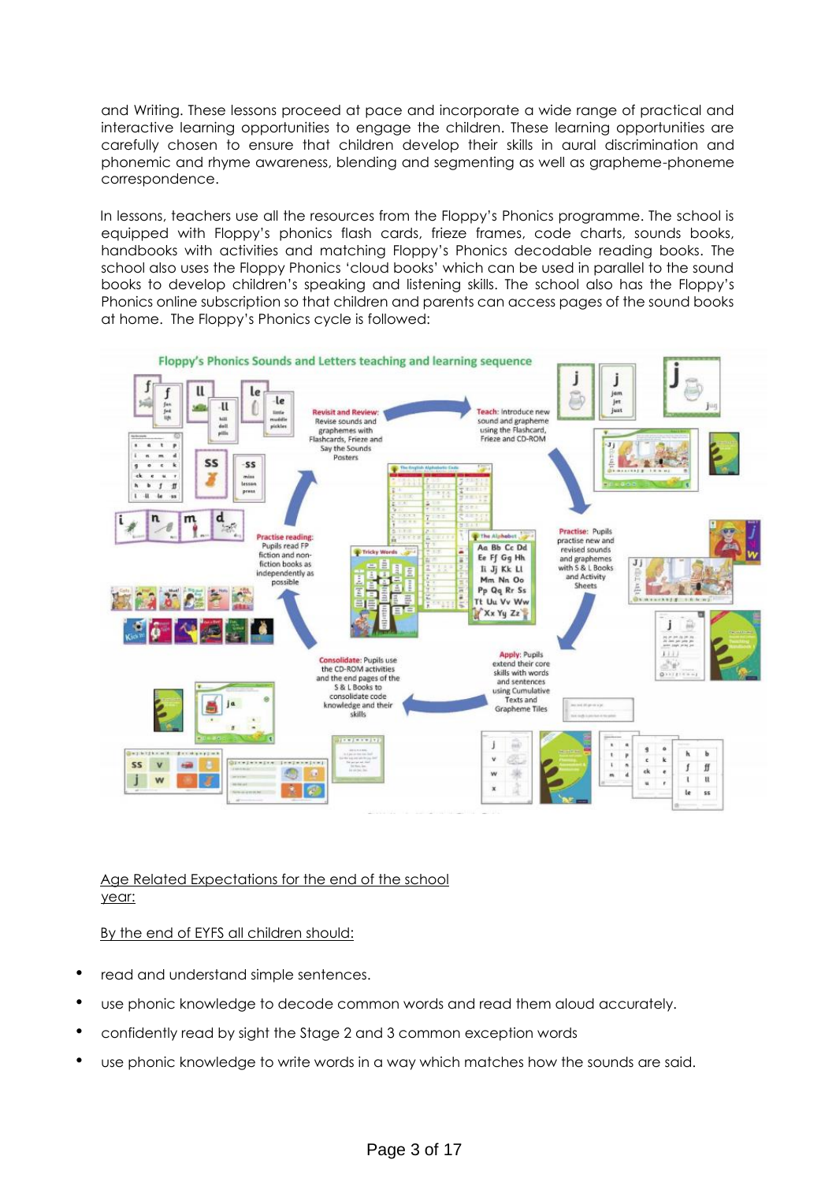and Writing. These lessons proceed at pace and incorporate a wide range of practical and interactive learning opportunities to engage the children. These learning opportunities are carefully chosen to ensure that children develop their skills in aural discrimination and phonemic and rhyme awareness, blending and segmenting as well as grapheme-phoneme correspondence.

In lessons, teachers use all the resources from the Floppy's Phonics programme. The school is equipped with Floppy's phonics flash cards, frieze frames, code charts, sounds books, handbooks with activities and matching Floppy's Phonics decodable reading books. The school also uses the Floppy Phonics 'cloud books' which can be used in parallel to the sound books to develop children's speaking and listening skills. The school also has the Floppy's Phonics online subscription so that children and parents can access pages of the sound books at home. The Floppy's Phonics cycle is followed:

**Floppy's Phonics Sounds and Letters teaching and learning sequence**

- **Teach:** Introduce new sound and grapheme using the Flashcard, Frieze and CD-ROM
- **Practise:** Pupils practise new and revised sounds and graphemes with S & L Books and Activity Sheets
- **Apply:** Pupils extend their core skills with words and sentences using Cumulative Texts and Grapheme Tiles
- **Consolidate:** Pupils use the CD-ROM activities and the end pages of the S & L Books to consolidate code knowledge and their skills
- **Practise reading:** Pupils read FP fiction and non-fiction books as independently as possible
- **Revisit and Review:** Revise sounds and graphemes with Flashcards, Frieze and Say the Sounds Posters

<u>Age Related Expectations for the end of the school year:</u>

<u>By the end of EYFS all children should:</u>

- read and understand simple sentences.
- use phonic knowledge to decode common words and read them aloud accurately.
- confidently read by sight the Stage 2 and 3 common exception words
- use phonic knowledge to write words in a way which matches how the sounds are said.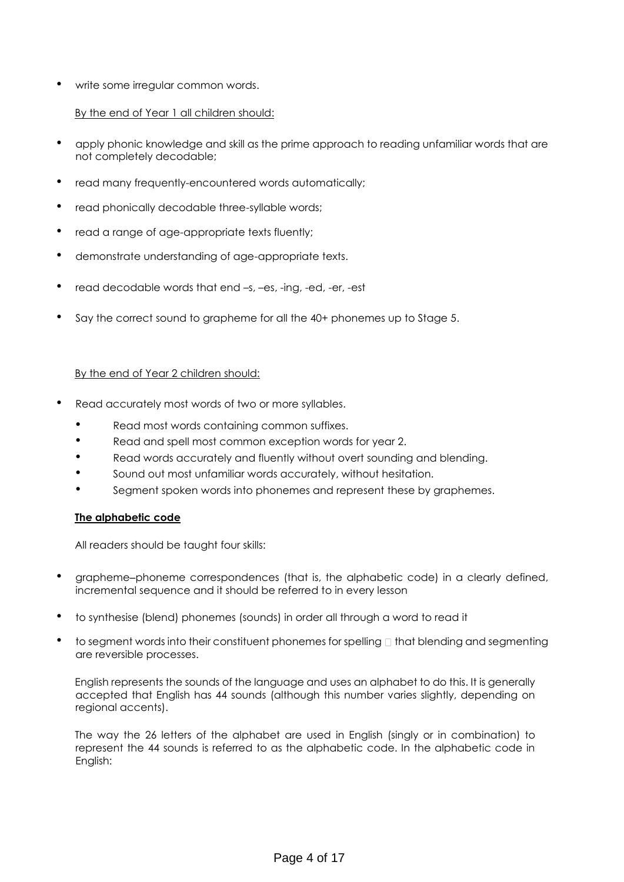- write some irregular common words.

By the end of Year 1 all children should:

- apply phonic knowledge and skill as the prime approach to reading unfamiliar words that are not completely decodable;
- read many frequently-encountered words automatically;
- read phonically decodable three-syllable words;
- read a range of age-appropriate texts fluently;
- demonstrate understanding of age-appropriate texts.
- read decodable words that end –s, –es, -ing, -ed, -er, -est
- Say the correct sound to grapheme for all the 40+ phonemes up to Stage 5.

By the end of Year 2 children should:

- Read accurately most words of two or more syllables.
  - Read most words containing common suffixes.
  - Read and spell most common exception words for year 2.
  - Read words accurately and fluently without overt sounding and blending.
  - Sound out most unfamiliar words accurately, without hesitation.
  - Segment spoken words into phonemes and represent these by graphemes.

**The alphabetic code**

All readers should be taught four skills:

- grapheme–phoneme correspondences (that is, the alphabetic code) in a clearly defined, incremental sequence and it should be referred to in every lesson
- to synthesise (blend) phonemes (sounds) in order all through a word to read it
- to segment words into their constituent phonemes for spelling  that blending and segmenting are reversible processes.

English represents the sounds of the language and uses an alphabet to do this. It is generally accepted that English has 44 sounds (although this number varies slightly, depending on regional accents).

The way the 26 letters of the alphabet are used in English (singly or in combination) to represent the 44 sounds is referred to as the alphabetic code. In the alphabetic code in English: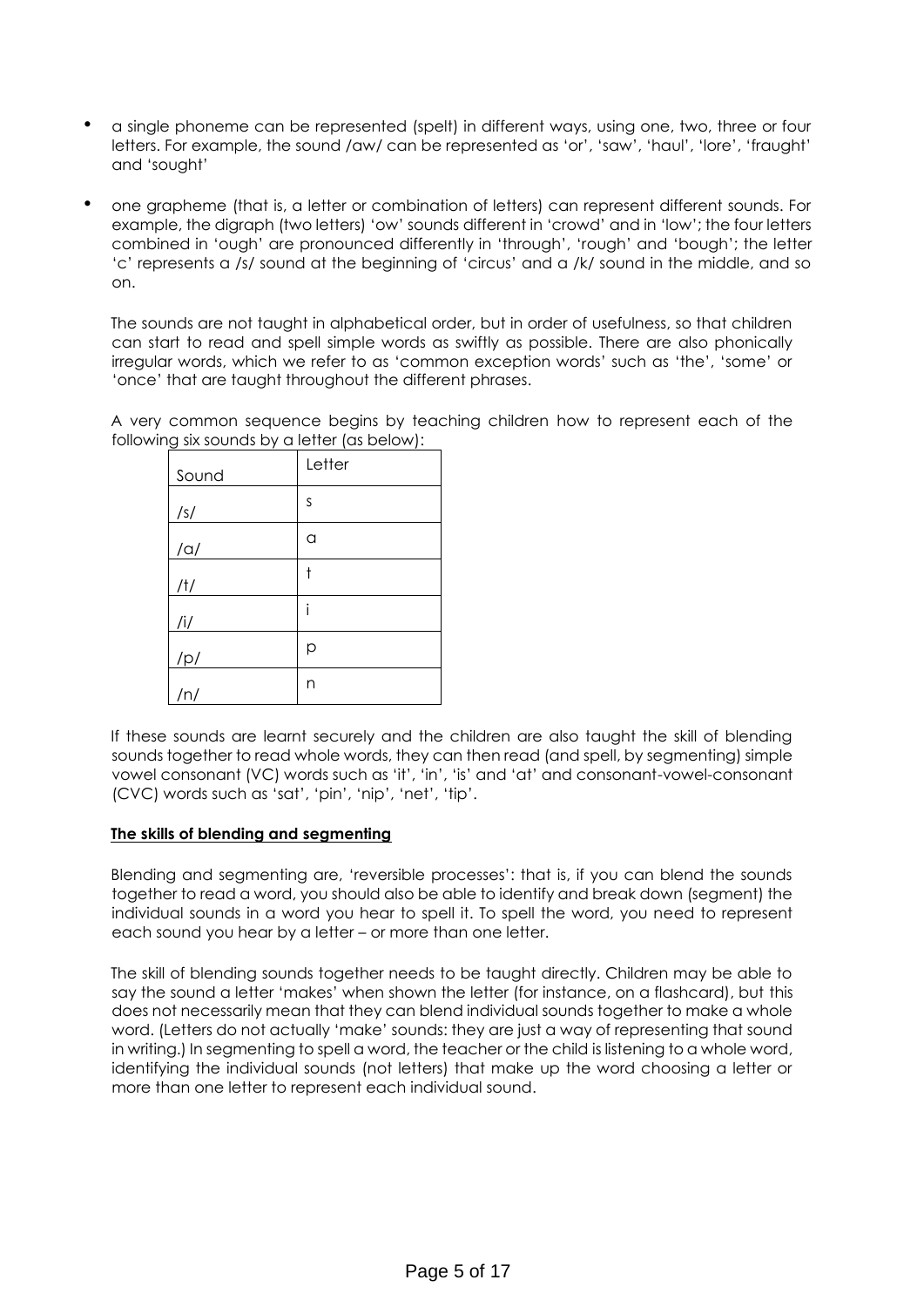- a single phoneme can be represented (spelt) in different ways, using one, two, three or four letters. For example, the sound /aw/ can be represented as 'or', 'saw', 'haul', 'lore', 'fraught' and 'sought'

- one grapheme (that is, a letter or combination of letters) can represent different sounds. For example, the digraph (two letters) 'ow' sounds different in 'crowd' and in 'low'; the four letters combined in 'ough' are pronounced differently in 'through', 'rough' and 'bough'; the letter 'c' represents a /s/ sound at the beginning of 'circus' and a /k/ sound in the middle, and so on.

The sounds are not taught in alphabetical order, but in order of usefulness, so that children can start to read and spell simple words as swiftly as possible. There are also phonically irregular words, which we refer to as 'common exception words' such as 'the', 'some' or 'once' that are taught throughout the different phrases.

A very common sequence begins by teaching children how to represent each of the following six sounds by a letter (as below):

| Sound | Letter |
|---|---|
| /s/ | s |
| /a/ | a |
| /t/ | t |
| /i/ | i |
| /p/ | p |
| /n/ | n |

If these sounds are learnt securely and the children are also taught the skill of blending sounds together to read whole words, they can then read (and spell, by segmenting) simple vowel consonant (VC) words such as 'it', 'in', 'is' and 'at' and consonant-vowel-consonant (CVC) words such as 'sat', 'pin', 'nip', 'net', 'tip'.

**The skills of blending and segmenting**

Blending and segmenting are, 'reversible processes': that is, if you can blend the sounds together to read a word, you should also be able to identify and break down (segment) the individual sounds in a word you hear to spell it. To spell the word, you need to represent each sound you hear by a letter – or more than one letter.

The skill of blending sounds together needs to be taught directly. Children may be able to say the sound a letter 'makes' when shown the letter (for instance, on a flashcard), but this does not necessarily mean that they can blend individual sounds together to make a whole word. (Letters do not actually 'make' sounds: they are just a way of representing that sound in writing.) In segmenting to spell a word, the teacher or the child is listening to a whole word, identifying the individual sounds (not letters) that make up the word choosing a letter or more than one letter to represent each individual sound.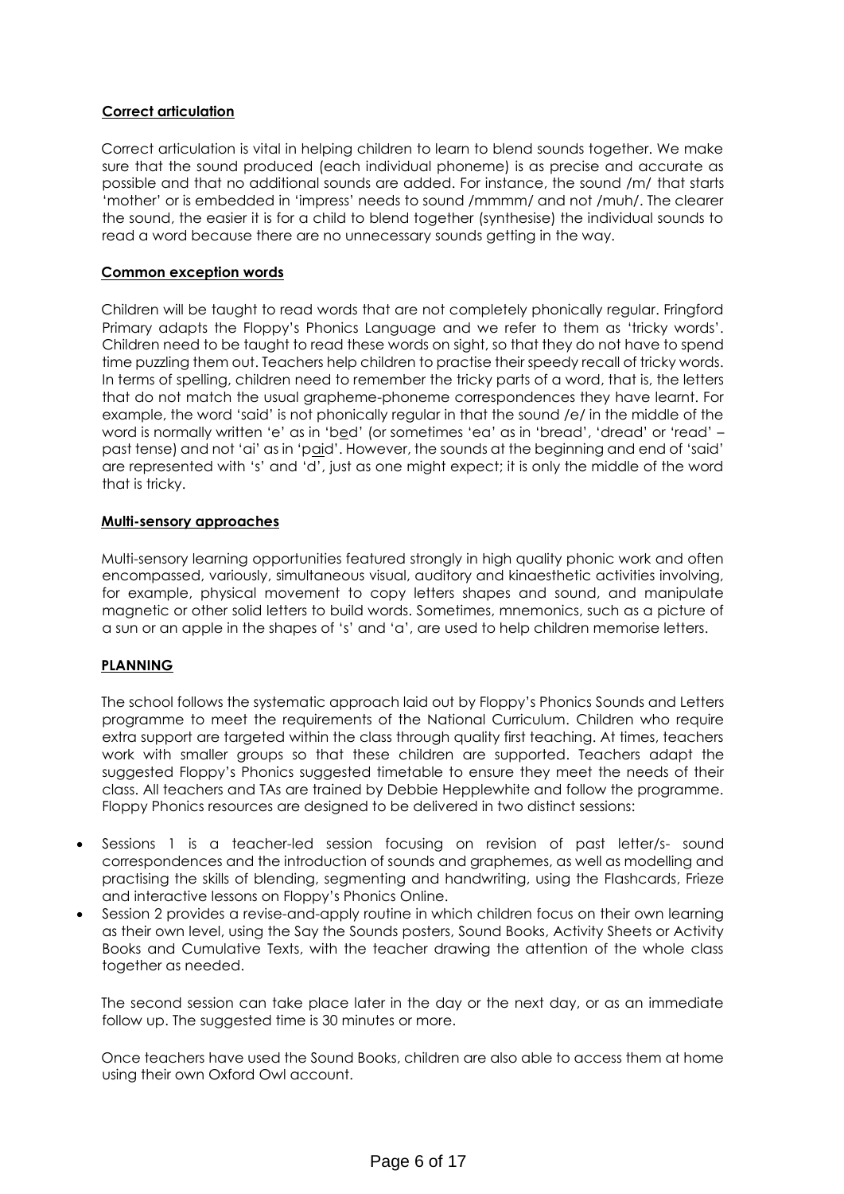**Correct articulation**

Correct articulation is vital in helping children to learn to blend sounds together. We make sure that the sound produced (each individual phoneme) is as precise and accurate as possible and that no additional sounds are added. For instance, the sound /m/ that starts 'mother' or is embedded in 'impress' needs to sound /mmmm/ and not /muh/. The clearer the sound, the easier it is for a child to blend together (synthesise) the individual sounds to read a word because there are no unnecessary sounds getting in the way.

**Common exception words**

Children will be taught to read words that are not completely phonically regular. Fringford Primary adapts the Floppy's Phonics Language and we refer to them as 'tricky words'. Children need to be taught to read these words on sight, so that they do not have to spend time puzzling them out. Teachers help children to practise their speedy recall of tricky words. In terms of spelling, children need to remember the tricky parts of a word, that is, the letters that do not match the usual grapheme-phoneme correspondences they have learnt. For example, the word 'said' is not phonically regular in that the sound /e/ in the middle of the word is normally written 'e' as in 'bed' (or sometimes 'ea' as in 'bread', 'dread' or 'read' – past tense) and not 'ai' as in 'paid'. However, the sounds at the beginning and end of 'said' are represented with 's' and 'd', just as one might expect; it is only the middle of the word that is tricky.

**Multi-sensory approaches**

Multi-sensory learning opportunities featured strongly in high quality phonic work and often encompassed, variously, simultaneous visual, auditory and kinaesthetic activities involving, for example, physical movement to copy letters shapes and sound, and manipulate magnetic or other solid letters to build words. Sometimes, mnemonics, such as a picture of a sun or an apple in the shapes of 's' and 'a', are used to help children memorise letters.

**PLANNING**

The school follows the systematic approach laid out by Floppy's Phonics Sounds and Letters programme to meet the requirements of the National Curriculum. Children who require extra support are targeted within the class through quality first teaching. At times, teachers work with smaller groups so that these children are supported. Teachers adapt the suggested Floppy's Phonics suggested timetable to ensure they meet the needs of their class. All teachers and TAs are trained by Debbie Hepplewhite and follow the programme. Floppy Phonics resources are designed to be delivered in two distinct sessions:

- Sessions 1 is a teacher-led session focusing on revision of past letter/s- sound correspondences and the introduction of sounds and graphemes, as well as modelling and practising the skills of blending, segmenting and handwriting, using the Flashcards, Frieze and interactive lessons on Floppy's Phonics Online.
- Session 2 provides a revise-and-apply routine in which children focus on their own learning as their own level, using the Say the Sounds posters, Sound Books, Activity Sheets or Activity Books and Cumulative Texts, with the teacher drawing the attention of the whole class together as needed.

The second session can take place later in the day or the next day, or as an immediate follow up. The suggested time is 30 minutes or more.

Once teachers have used the Sound Books, children are also able to access them at home using their own Oxford Owl account.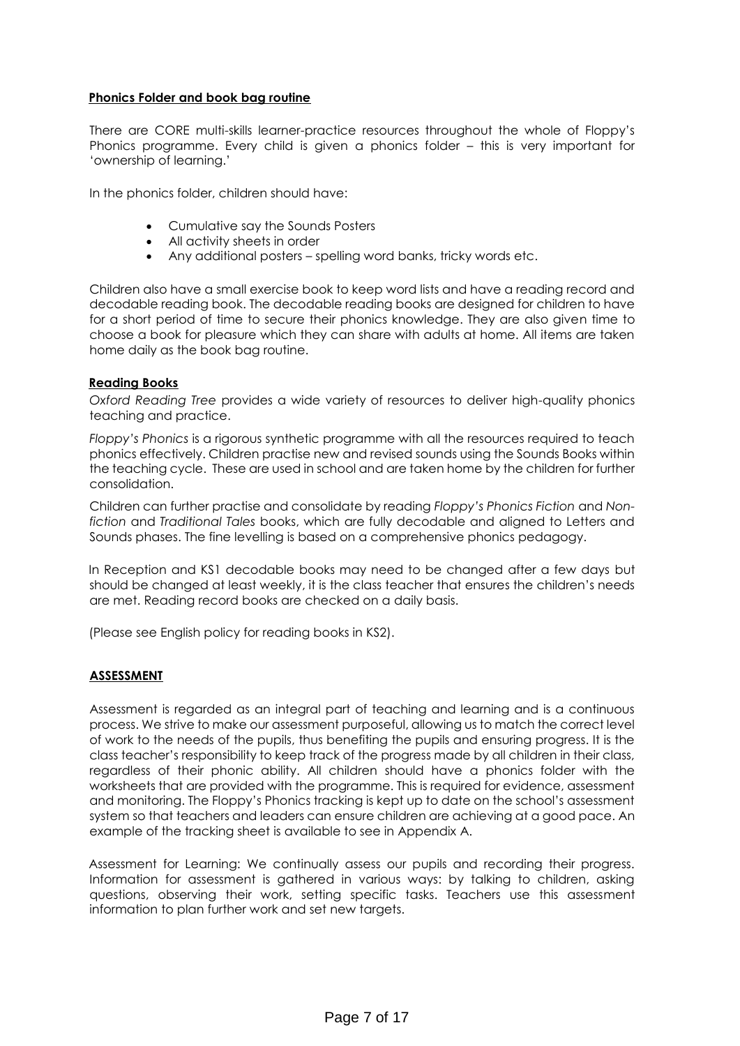**Phonics Folder and book bag routine**

There are CORE multi-skills learner-practice resources throughout the whole of Floppy's Phonics programme. Every child is given a phonics folder – this is very important for 'ownership of learning.'

In the phonics folder, children should have:

- Cumulative say the Sounds Posters
- All activity sheets in order
- Any additional posters – spelling word banks, tricky words etc.

Children also have a small exercise book to keep word lists and have a reading record and decodable reading book. The decodable reading books are designed for children to have for a short period of time to secure their phonics knowledge. They are also given time to choose a book for pleasure which they can share with adults at home. All items are taken home daily as the book bag routine.

**Reading Books**

*Oxford Reading Tree* provides a wide variety of resources to deliver high-quality phonics teaching and practice.

*Floppy's Phonics* is a rigorous synthetic programme with all the resources required to teach phonics effectively. Children practise new and revised sounds using the Sounds Books within the teaching cycle. These are used in school and are taken home by the children for further consolidation.

Children can further practise and consolidate by reading *Floppy's Phonics Fiction* and *Non-fiction* and *Traditional Tales* books, which are fully decodable and aligned to Letters and Sounds phases. The fine levelling is based on a comprehensive phonics pedagogy.

In Reception and KS1 decodable books may need to be changed after a few days but should be changed at least weekly, it is the class teacher that ensures the children's needs are met. Reading record books are checked on a daily basis.

(Please see English policy for reading books in KS2).

**ASSESSMENT**

Assessment is regarded as an integral part of teaching and learning and is a continuous process. We strive to make our assessment purposeful, allowing us to match the correct level of work to the needs of the pupils, thus benefiting the pupils and ensuring progress. It is the class teacher's responsibility to keep track of the progress made by all children in their class, regardless of their phonic ability. All children should have a phonics folder with the worksheets that are provided with the programme. This is required for evidence, assessment and monitoring. The Floppy's Phonics tracking is kept up to date on the school's assessment system so that teachers and leaders can ensure children are achieving at a good pace. An example of the tracking sheet is available to see in Appendix A.

Assessment for Learning: We continually assess our pupils and recording their progress. Information for assessment is gathered in various ways: by talking to children, asking questions, observing their work, setting specific tasks. Teachers use this assessment information to plan further work and set new targets.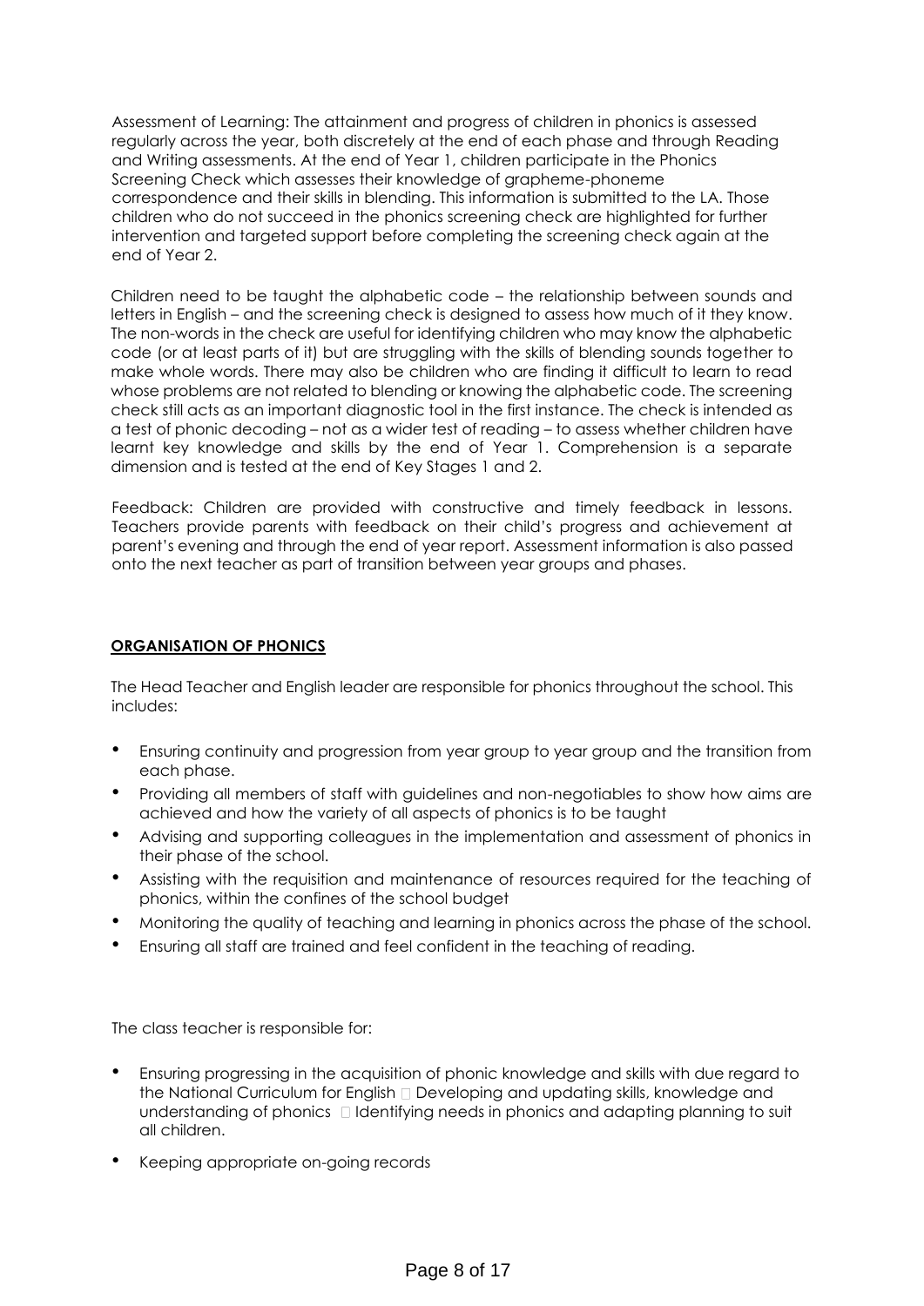Assessment of Learning: The attainment and progress of children in phonics is assessed regularly across the year, both discretely at the end of each phase and through Reading and Writing assessments. At the end of Year 1, children participate in the Phonics Screening Check which assesses their knowledge of grapheme-phoneme correspondence and their skills in blending. This information is submitted to the LA. Those children who do not succeed in the phonics screening check are highlighted for further intervention and targeted support before completing the screening check again at the end of Year 2.

Children need to be taught the alphabetic code – the relationship between sounds and letters in English – and the screening check is designed to assess how much of it they know. The non-words in the check are useful for identifying children who may know the alphabetic code (or at least parts of it) but are struggling with the skills of blending sounds together to make whole words. There may also be children who are finding it difficult to learn to read whose problems are not related to blending or knowing the alphabetic code. The screening check still acts as an important diagnostic tool in the first instance. The check is intended as a test of phonic decoding – not as a wider test of reading – to assess whether children have learnt key knowledge and skills by the end of Year 1. Comprehension is a separate dimension and is tested at the end of Key Stages 1 and 2.

Feedback: Children are provided with constructive and timely feedback in lessons. Teachers provide parents with feedback on their child's progress and achievement at parent's evening and through the end of year report. Assessment information is also passed onto the next teacher as part of transition between year groups and phases.

## ORGANISATION OF PHONICS

The Head Teacher and English leader are responsible for phonics throughout the school. This includes:

- Ensuring continuity and progression from year group to year group and the transition from each phase.
- Providing all members of staff with guidelines and non-negotiables to show how aims are achieved and how the variety of all aspects of phonics is to be taught
- Advising and supporting colleagues in the implementation and assessment of phonics in their phase of the school.
- Assisting with the requisition and maintenance of resources required for the teaching of phonics, within the confines of the school budget
- Monitoring the quality of teaching and learning in phonics across the phase of the school.
- Ensuring all staff are trained and feel confident in the teaching of reading.

The class teacher is responsible for:

- Ensuring progressing in the acquisition of phonic knowledge and skills with due regard to the National Curriculum for English  Developing and updating skills, knowledge and understanding of phonics  Identifying needs in phonics and adapting planning to suit all children.
- Keeping appropriate on-going records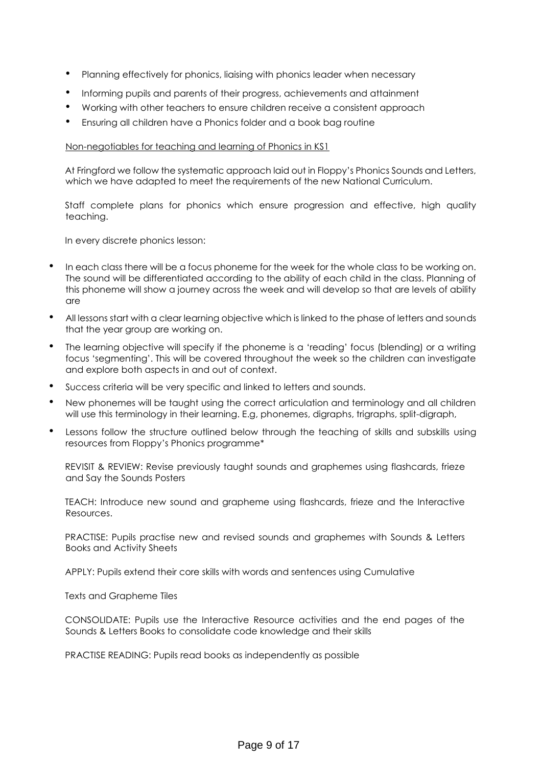- Planning effectively for phonics, liaising with phonics leader when necessary
- Informing pupils and parents of their progress, achievements and attainment
- Working with other teachers to ensure children receive a consistent approach
- Ensuring all children have a Phonics folder and a book bag routine

<u>Non-negotiables for teaching and learning of Phonics in KS1</u>

At Fringford we follow the systematic approach laid out in Floppy's Phonics Sounds and Letters, which we have adapted to meet the requirements of the new National Curriculum.

Staff complete plans for phonics which ensure progression and effective, high quality teaching.

In every discrete phonics lesson:

- In each class there will be a focus phoneme for the week for the whole class to be working on. The sound will be differentiated according to the ability of each child in the class. Planning of this phoneme will show a journey across the week and will develop so that are levels of ability are
- All lessons start with a clear learning objective which is linked to the phase of letters and sounds that the year group are working on.
- The learning objective will specify if the phoneme is a 'reading' focus (blending) or a writing focus 'segmenting'. This will be covered throughout the week so the children can investigate and explore both aspects in and out of context.
- Success criteria will be very specific and linked to letters and sounds.
- New phonemes will be taught using the correct articulation and terminology and all children will use this terminology in their learning. E.g, phonemes, digraphs, trigraphs, split-digraph,
- Lessons follow the structure outlined below through the teaching of skills and subskills using resources from Floppy's Phonics programme*

REVISIT & REVIEW: Revise previously taught sounds and graphemes using flashcards, frieze and Say the Sounds Posters

TEACH: Introduce new sound and grapheme using flashcards, frieze and the Interactive Resources.

PRACTISE: Pupils practise new and revised sounds and graphemes with Sounds & Letters Books and Activity Sheets

APPLY: Pupils extend their core skills with words and sentences using Cumulative

Texts and Grapheme Tiles

CONSOLIDATE: Pupils use the Interactive Resource activities and the end pages of the Sounds & Letters Books to consolidate code knowledge and their skills

PRACTISE READING: Pupils read books as independently as possible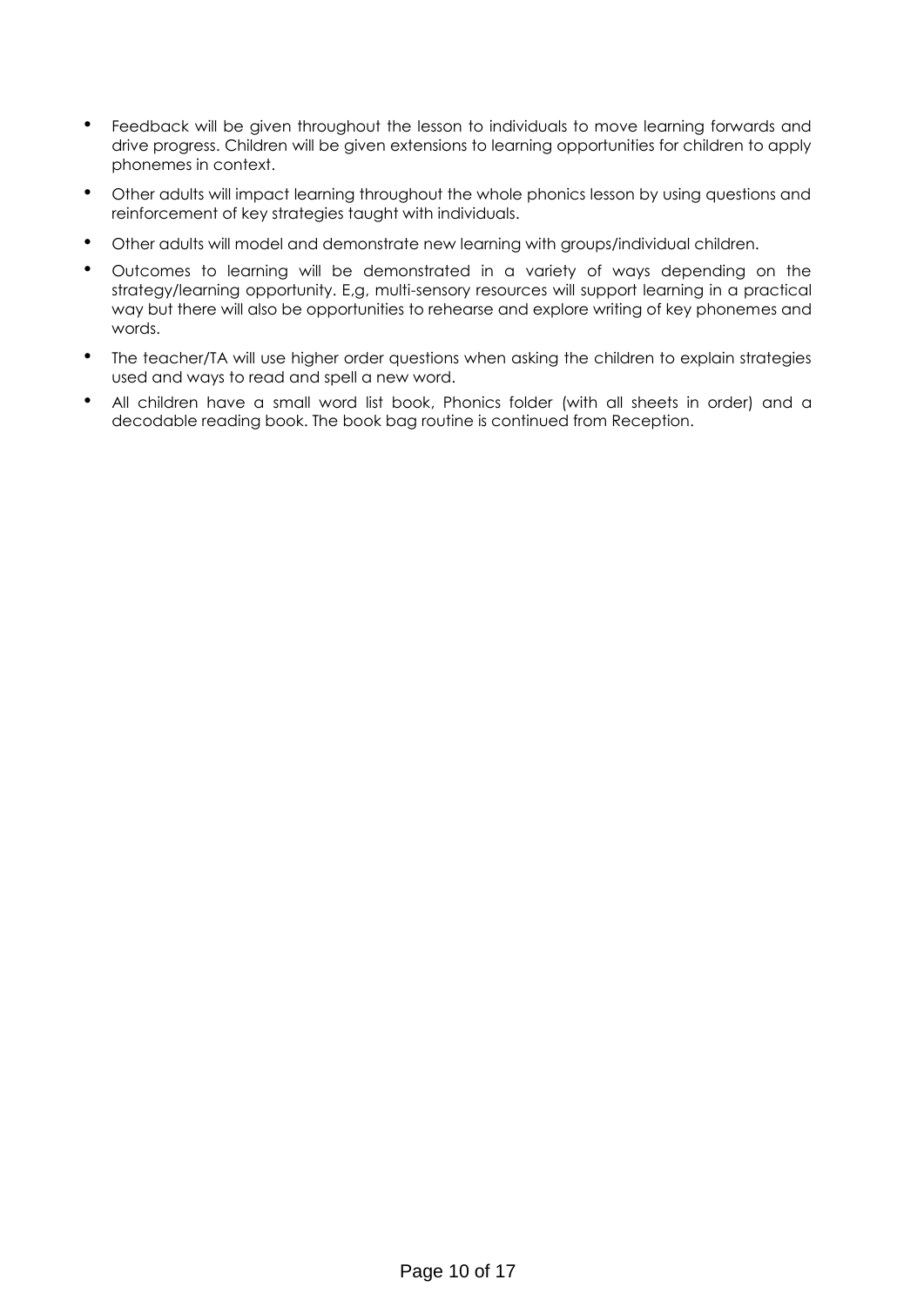- Feedback will be given throughout the lesson to individuals to move learning forwards and drive progress. Children will be given extensions to learning opportunities for children to apply phonemes in context.
- Other adults will impact learning throughout the whole phonics lesson by using questions and reinforcement of key strategies taught with individuals.
- Other adults will model and demonstrate new learning with groups/individual children.
- Outcomes to learning will be demonstrated in a variety of ways depending on the strategy/learning opportunity. E,g, multi-sensory resources will support learning in a practical way but there will also be opportunities to rehearse and explore writing of key phonemes and words.
- The teacher/TA will use higher order questions when asking the children to explain strategies used and ways to read and spell a new word.
- All children have a small word list book, Phonics folder (with all sheets in order) and a decodable reading book. The book bag routine is continued from Reception.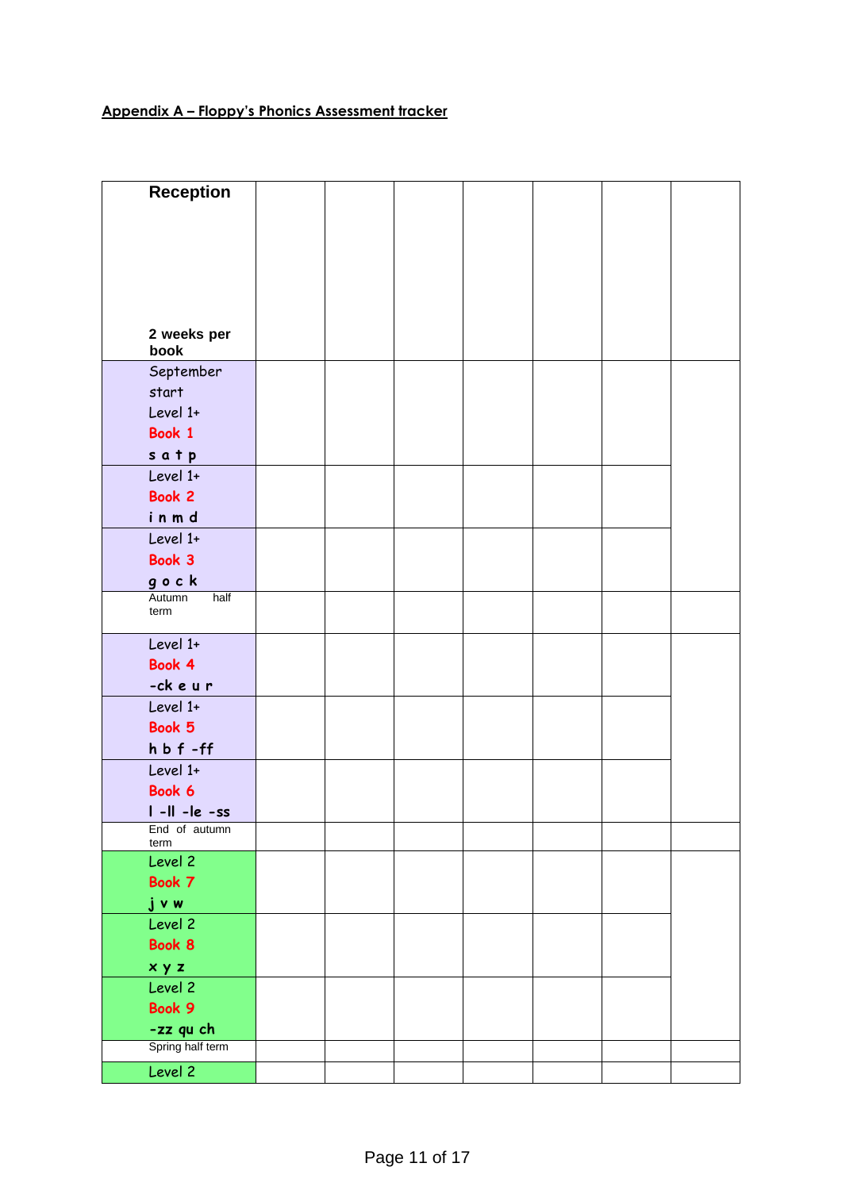**Appendix A – Floppy's Phonics Assessment tracker**

| Reception<br><br>2 weeks per book | | | | | | | |
|---|---|---|---|---|---|---|---|
| September start<br>Level 1+<br>Book 1<br>s a t p | | | | | | | |
| Level 1+<br>Book 2<br>i n m d | | | | | | | |
| Level 1+<br>Book 3<br>g o c k | | | | | | | |
| Autumn half term | | | | | | | |
| Level 1+<br>Book 4<br>-ck e u r | | | | | | | |
| Level 1+<br>Book 5<br>h b f -ff | | | | | | | |
| Level 1+<br>Book 6<br>l -ll -le -ss | | | | | | | |
| End of autumn term | | | | | | | |
| Level 2<br>Book 7<br>j v w | | | | | | | |
| Level 2<br>Book 8<br>x y z | | | | | | | |
| Level 2<br>Book 9<br>-zz qu ch | | | | | | | |
| Spring half term | | | | | | | |
| Level 2 | | | | | | | |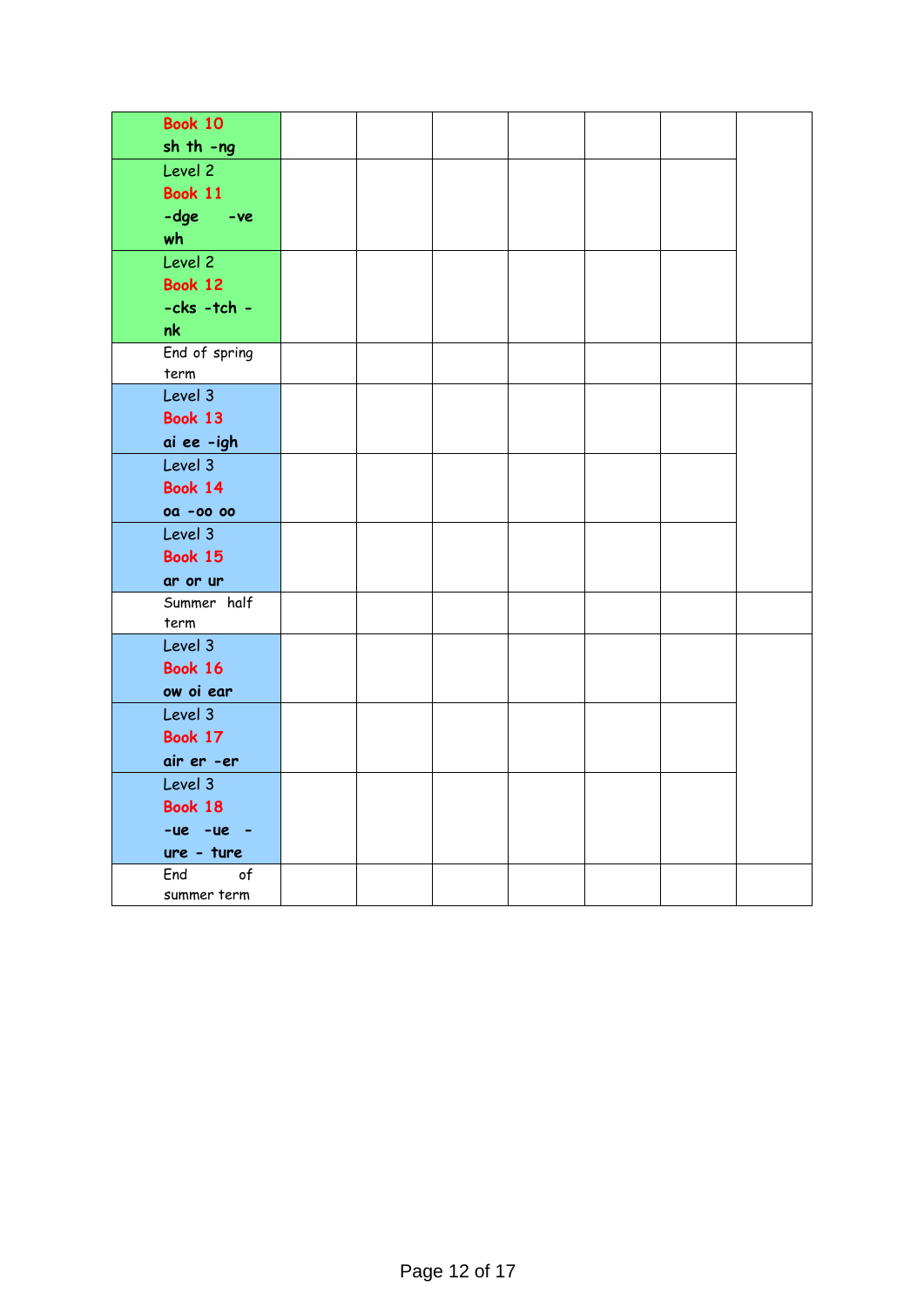| | | | | | | | |
|---|---|---|---|---|---|---|---|
| Book 10<br>sh th -ng | | | | | | | |
| Level 2<br>Book 11<br>-dge -ve<br>wh | | | | | | | |
| Level 2<br>Book 12<br>-cks -tch -<br>nk | | | | | | | |
| End of spring term | | | | | | | |
| Level 3<br>Book 13<br>ai ee -igh | | | | | | | |
| Level 3<br>Book 14<br>oa -oo oo | | | | | | | |
| Level 3<br>Book 15<br>ar or ur | | | | | | | |
| Summer half term | | | | | | | |
| Level 3<br>Book 16<br>ow oi ear | | | | | | | |
| Level 3<br>Book 17<br>air er -er | | | | | | | |
| Level 3<br>Book 18<br>-ue -ue -<br>ure - ture | | | | | | | |
| End of summer term | | | | | | | |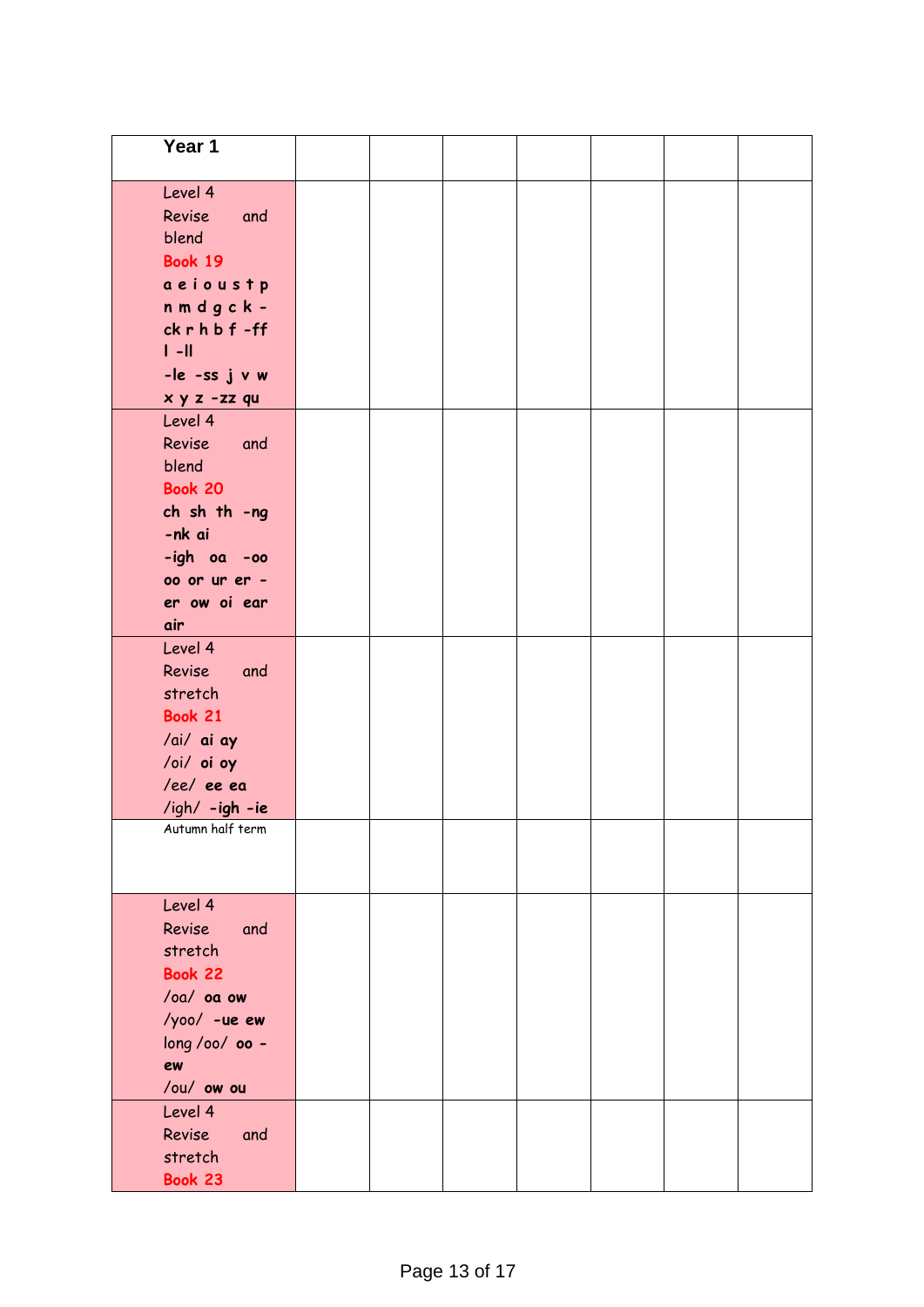| Year 1 | | | | | | | |
|---|---|---|---|---|---|---|---|
| Level 4 Revise and blend **Book 19** **a e i o u s t p n m d g c k -ck r h b f -ff l -ll -le -ss j v w x y z -zz qu** | | | | | | | |
| Level 4 Revise and blend **Book 20** **ch sh th -ng -nk ai -igh oa -oo oo or ur er -er ow oi ear air** | | | | | | | |
| Level 4 Revise and stretch **Book 21** /ai/ **ai ay** /oi/ **oi oy** /ee/ **ee ea** /igh/ **-igh -ie** | | | | | | | |
| Autumn half term | | | | | | | |
| Level 4 Revise and stretch **Book 22** /oa/ **oa ow** /yoo/ **-ue ew** long /oo/ **oo -ew** /ou/ **ow ou** | | | | | | | |
| Level 4 Revise and stretch **Book 23** | | | | | | | |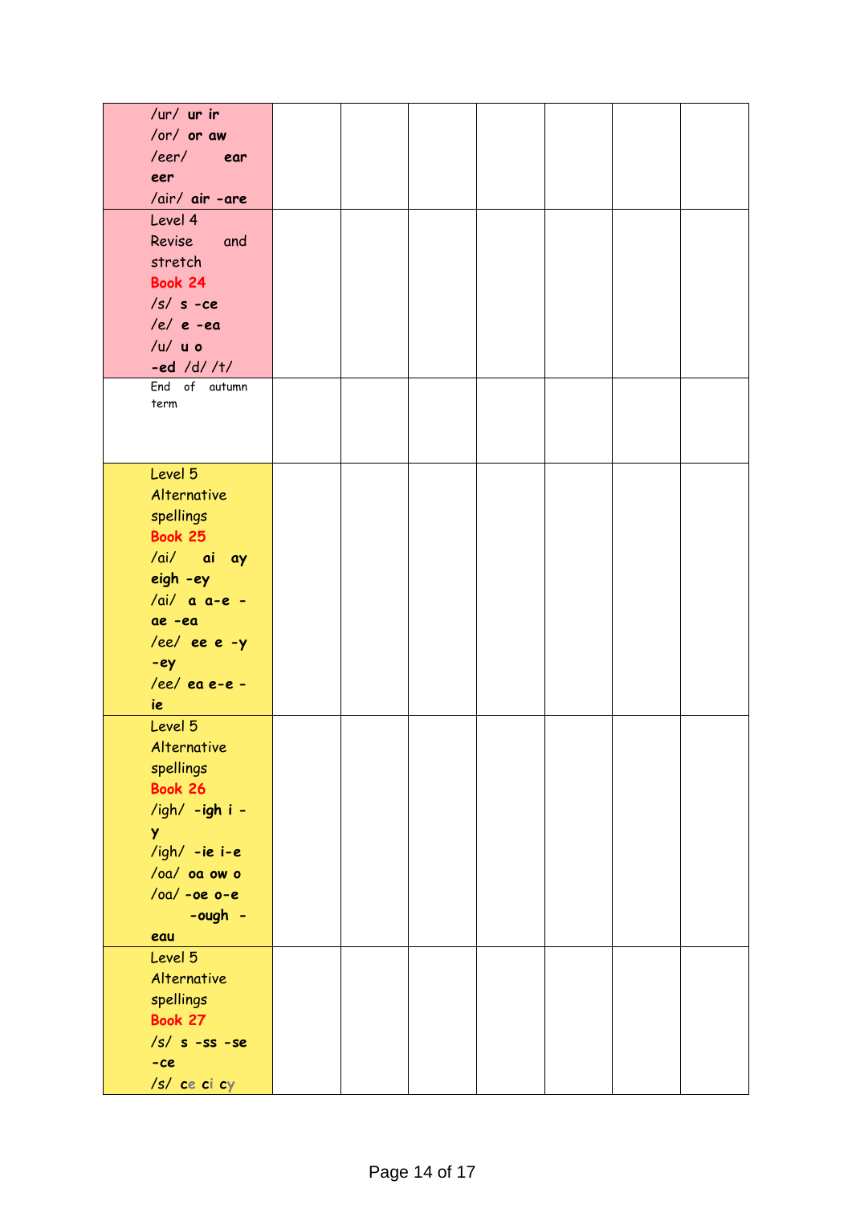| | | | | | | | |
|---|---|---|---|---|---|---|---|
| /ur/ **ur ir**<br>/or/ **or aw**<br>/eer/ **ear eer**<br>/air/ **air -are** | | | | | | | |
| Level 4<br>Revise and stretch<br>**Book 24**<br>/s/ **s -ce**<br>/e/ **e -ea**<br>/u/ **u o**<br>**-ed** /d/ /t/ | | | | | | | |
| End of autumn term | | | | | | | |
| Level 5<br>Alternative spellings<br>**Book 25**<br>/ai/ **ai ay eigh -ey**<br>/ai/ **a a-e -ae -ea**<br>/ee/ **ee e -y -ey**<br>/ee/ **ea e-e -ie** | | | | | | | |
| Level 5<br>Alternative spellings<br>**Book 26**<br>/igh/ **-igh i -y**<br>/igh/ **-ie i-e**<br>/oa/ **oa ow o**<br>/oa/ **-oe o-e -ough -eau** | | | | | | | |
| Level 5<br>Alternative spellings<br>**Book 27**<br>/s/ **s -ss -se -ce**<br>/s/ **ce ci cy** | | | | | | | |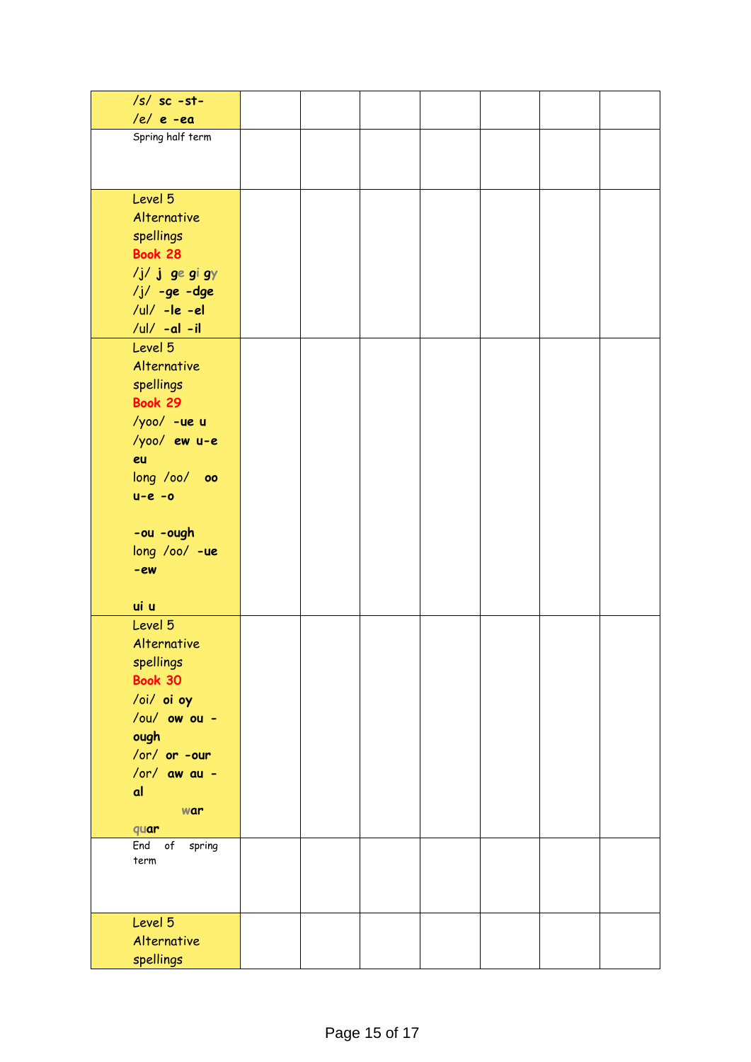| | | | | | | | |
|---|---|---|---|---|---|---|---|
| /s/ **sc -st-**<br>/e/ **e -ea** | | | | | | | |
| Spring half term | | | | | | | |
| Level 5<br>Alternative spellings<br>**Book 28**<br>/j/ **j ge gi gy**<br>/j/ **-ge -dge**<br>/ul/ **-le -el**<br>/ul/ **-al -il** | | | | | | | |
| Level 5<br>Alternative spellings<br>**Book 29**<br>/yoo/ **-ue u**<br>/yoo/ **ew u-e eu**<br>long /oo/ **oo u-e -o**<br><br>**-ou -ough**<br>long /oo/ **-ue -ew**<br><br>**ui u** | | | | | | | |
| Level 5<br>Alternative spellings<br>**Book 30**<br>/oi/ **oi oy**<br>/ou/ **ow ou -ough**<br>/or/ **or -our**<br>/or/ **aw au -al**<br>**war**<br>**quar** | | | | | | | |
| End of spring term | | | | | | | |
| Level 5<br>Alternative spellings | | | | | | | |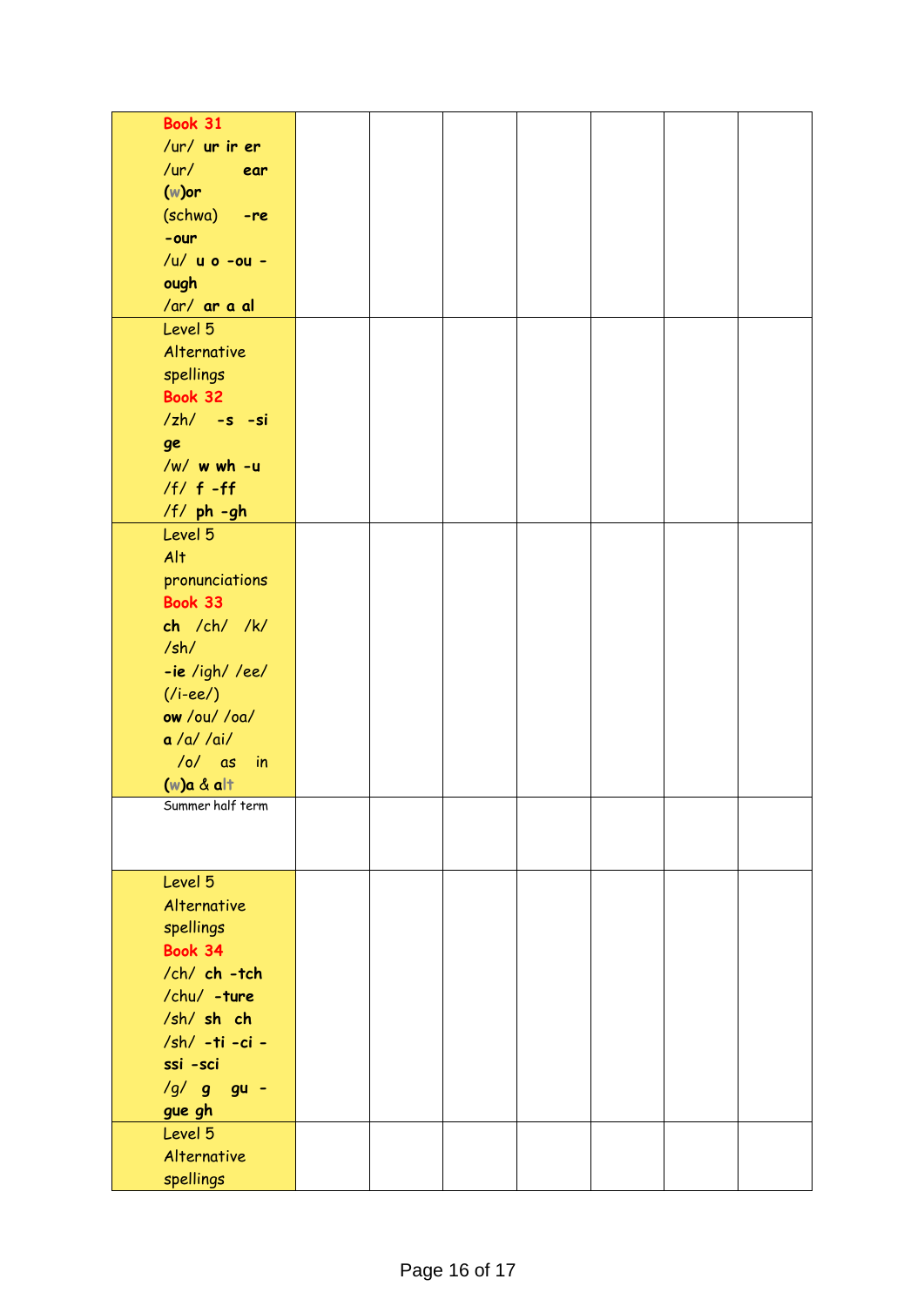| | | | | | | | |
|---|---|---|---|---|---|---|---|
| **Book 31** /ur/ **ur ir er** /ur/ **ear** **(w)or** (schwa) **-re** **-our** /u/ **u o -ou -ough** /ar/ **ar a al** | | | | | | | |
| Level 5 Alternative spellings **Book 32** /zh/ **-s -si ge** /w/ **w wh -u** /f/ **f -ff** /f/ **ph -gh** | | | | | | | |
| Level 5 Alt pronunciations **Book 33** **ch** /ch/ /k/ /sh/ **-ie** /igh/ /ee/ (/i-ee/) **ow** /ou/ /oa/ **a** /a/ /ai/ /o/ as in **(w)a** & **alt** | | | | | | | |
| Summer half term | | | | | | | |
| Level 5 Alternative spellings **Book 34** /ch/ **ch -tch** /chu/ **-ture** /sh/ **sh ch** /sh/ **-ti -ci -ssi -sci** /g/ **g gu -gue gh** | | | | | | | |
| Level 5 Alternative spellings | | | | | | | |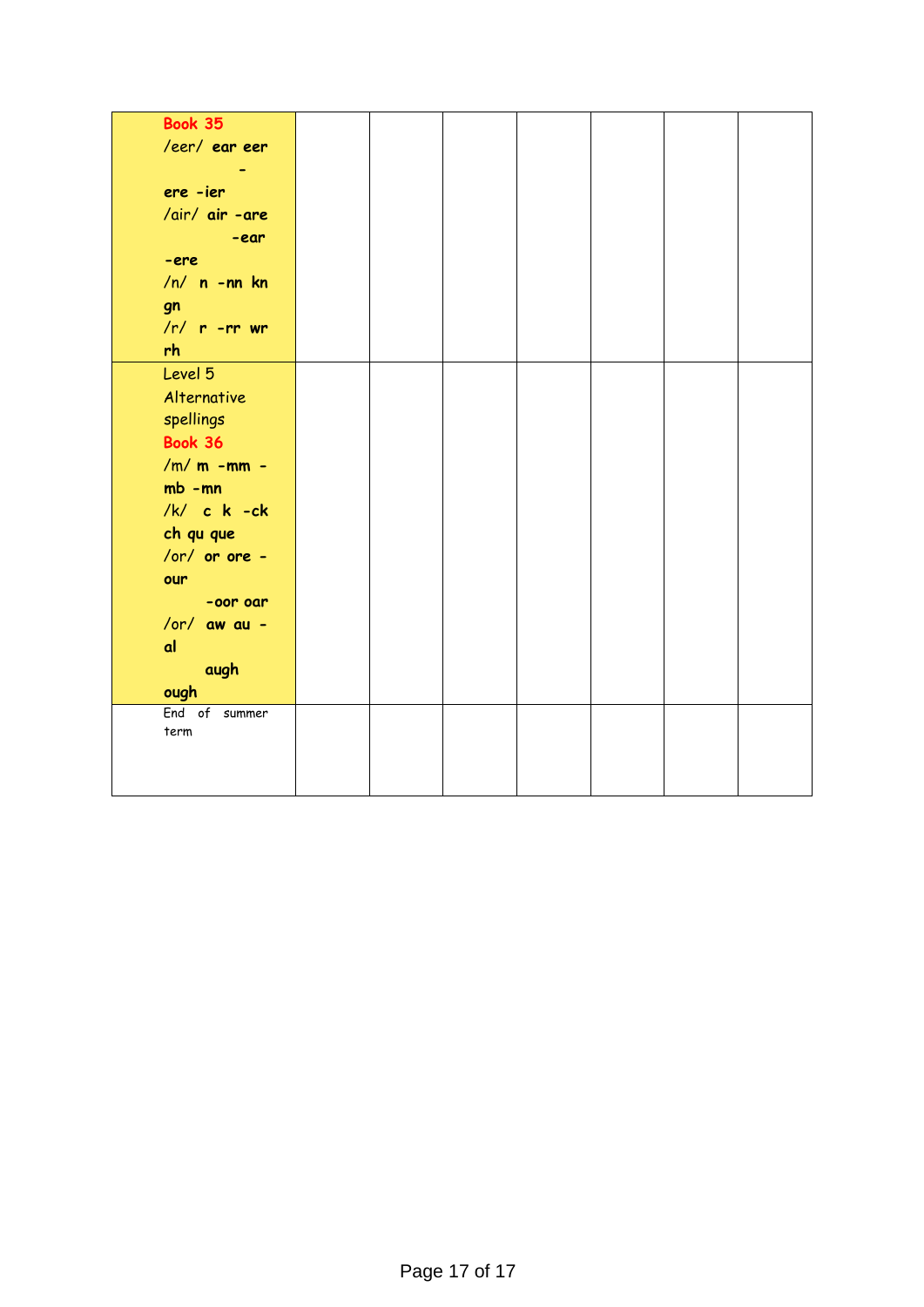| | | | | | | | |
|---|---|---|---|---|---|---|---|
| **Book 35**<br>/eer/ **ear eer -ere -ier**<br>/air/ **air -are -ear -ere**<br>/n/ **n -nn kn gn**<br>/r/ **r -rr wr rh** | | | | | | | |
| Level 5 Alternative spellings<br>**Book 36**<br>/m/ **m -mm -mb -mn**<br>/k/ **c k -ck ch qu que**<br>/or/ **or ore -our -oor oar**<br>/or/ **aw au -al augh ough** | | | | | | | |
| End of summer term | | | | | | | |